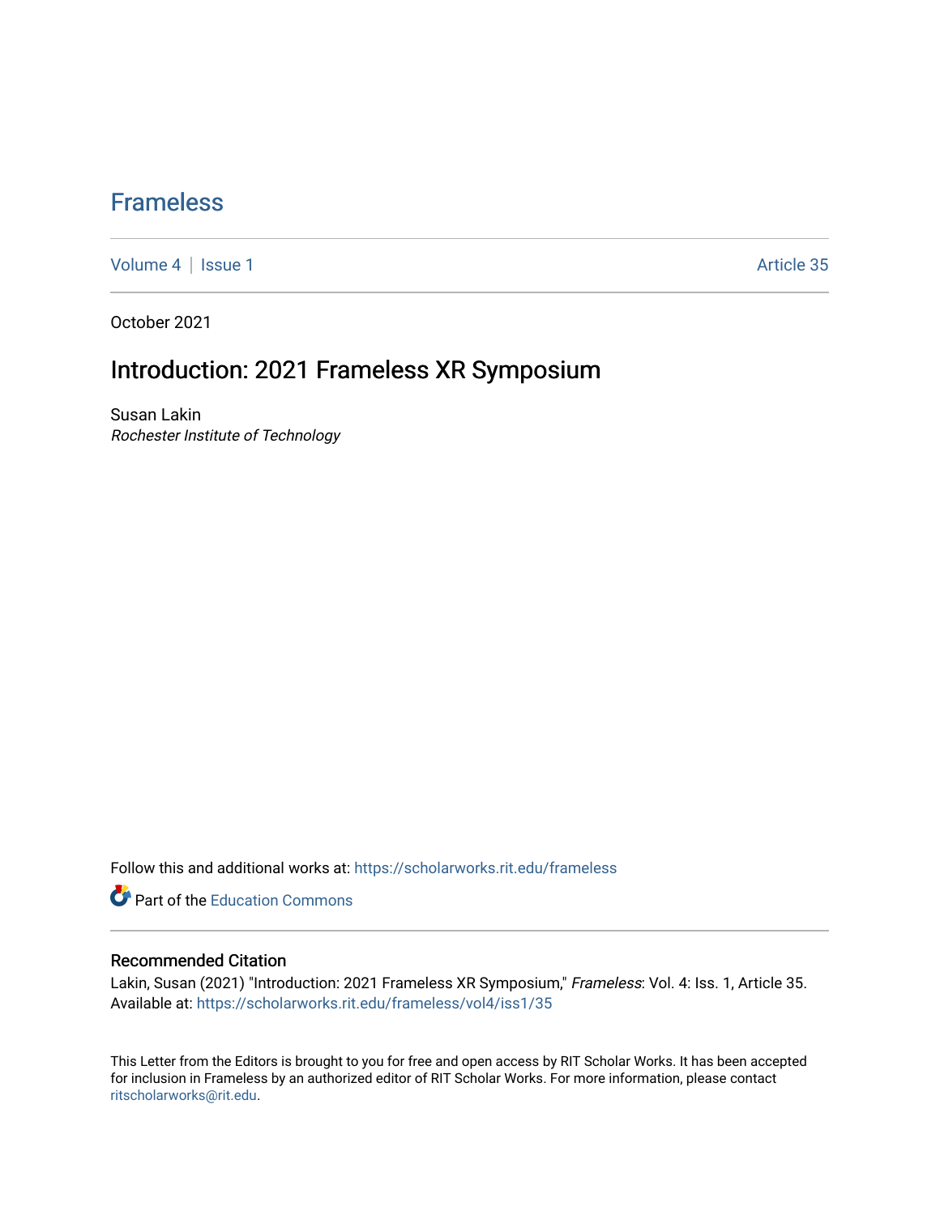# Frameless

Volume 4 | Issue 1 Article 35

October 2021

## Introduction: 2021 Frameless XR Symposium

Susan Lakin
*Rochester Institute of Technology*

Follow this and additional works at: https://scholarworks.rit.edu/frameless

Part of the Education Commons

### Recommended Citation

Lakin, Susan (2021) "Introduction: 2021 Frameless XR Symposium," *Frameless*: Vol. 4: Iss. 1, Article 35.
Available at: https://scholarworks.rit.edu/frameless/vol4/iss1/35

This Letter from the Editors is brought to you for free and open access by RIT Scholar Works. It has been accepted for inclusion in Frameless by an authorized editor of RIT Scholar Works. For more information, please contact ritscholarworks@rit.edu.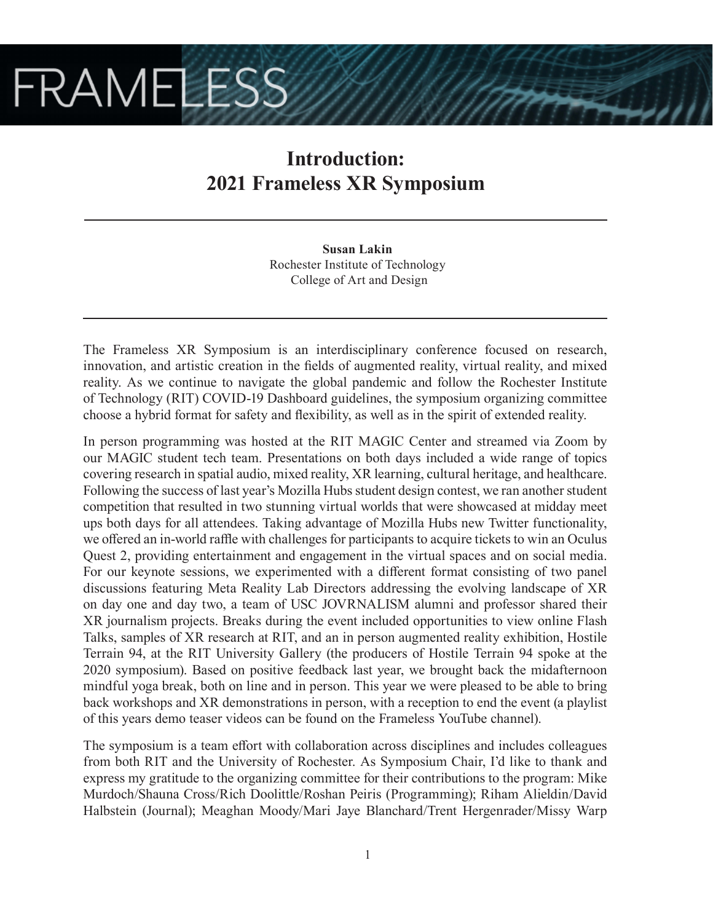# Introduction: 2021 Frameless XR Symposium

**Susan Lakin**
Rochester Institute of Technology
College of Art and Design

The Frameless XR Symposium is an interdisciplinary conference focused on research, innovation, and artistic creation in the fields of augmented reality, virtual reality, and mixed reality. As we continue to navigate the global pandemic and follow the Rochester Institute of Technology (RIT) COVID-19 Dashboard guidelines, the symposium organizing committee choose a hybrid format for safety and flexibility, as well as in the spirit of extended reality.

In person programming was hosted at the RIT MAGIC Center and streamed via Zoom by our MAGIC student tech team. Presentations on both days included a wide range of topics covering research in spatial audio, mixed reality, XR learning, cultural heritage, and healthcare. Following the success of last year's Mozilla Hubs student design contest, we ran another student competition that resulted in two stunning virtual worlds that were showcased at midday meet ups both days for all attendees. Taking advantage of Mozilla Hubs new Twitter functionality, we offered an in-world raffle with challenges for participants to acquire tickets to win an Oculus Quest 2, providing entertainment and engagement in the virtual spaces and on social media. For our keynote sessions, we experimented with a different format consisting of two panel discussions featuring Meta Reality Lab Directors addressing the evolving landscape of XR on day one and day two, a team of USC JOVRNALISM alumni and professor shared their XR journalism projects. Breaks during the event included opportunities to view online Flash Talks, samples of XR research at RIT, and an in person augmented reality exhibition, Hostile Terrain 94, at the RIT University Gallery (the producers of Hostile Terrain 94 spoke at the 2020 symposium). Based on positive feedback last year, we brought back the midafternoon mindful yoga break, both on line and in person. This year we were pleased to be able to bring back workshops and XR demonstrations in person, with a reception to end the event (a playlist of this years demo teaser videos can be found on the Frameless YouTube channel).

The symposium is a team effort with collaboration across disciplines and includes colleagues from both RIT and the University of Rochester. As Symposium Chair, I'd like to thank and express my gratitude to the organizing committee for their contributions to the program: Mike Murdoch/Shauna Cross/Rich Doolittle/Roshan Peiris (Programming); Riham Alieldin/David Halbstein (Journal); Meaghan Moody/Mari Jaye Blanchard/Trent Hergenrader/Missy Warp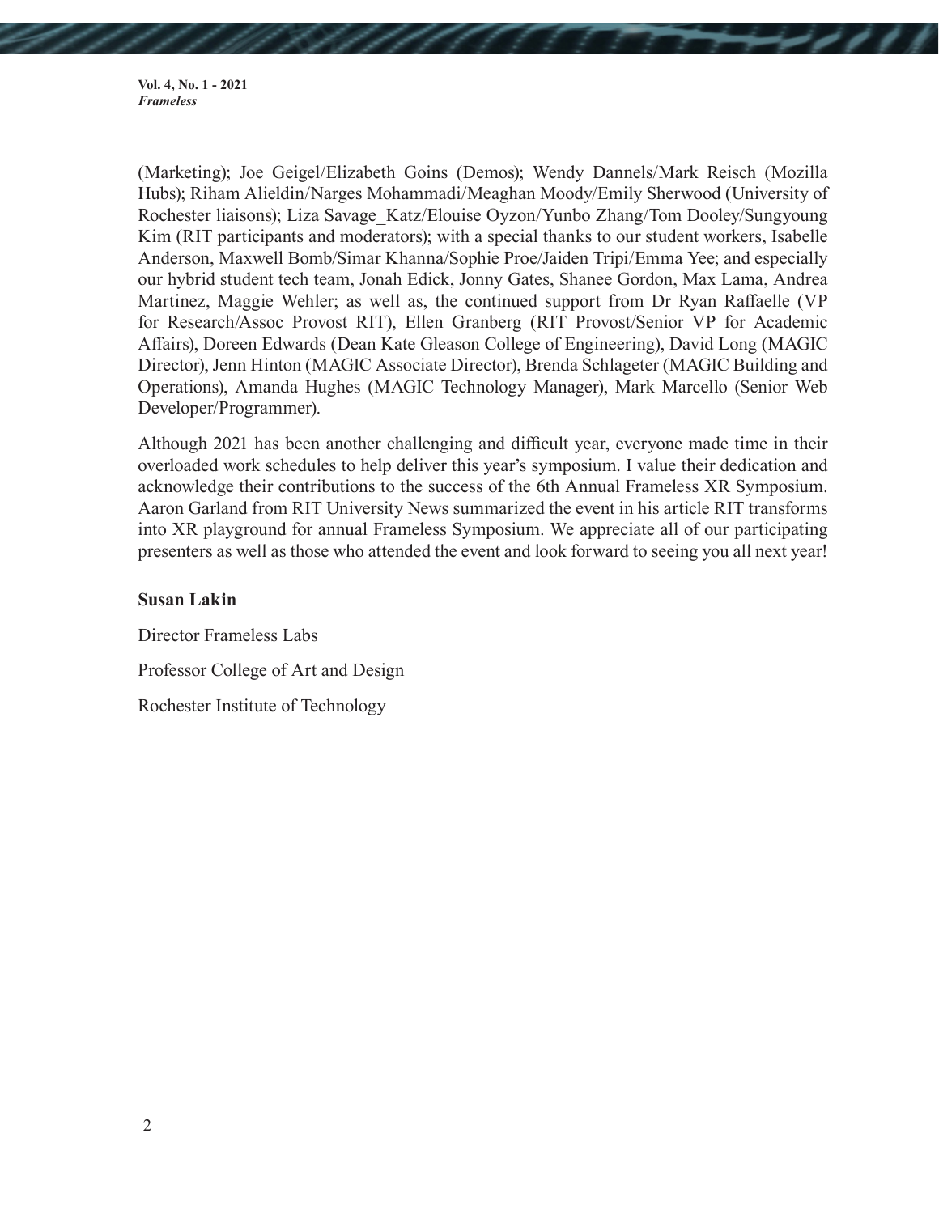(Marketing); Joe Geigel/Elizabeth Goins (Demos); Wendy Dannels/Mark Reisch (Mozilla Hubs); Riham Alieldin/Narges Mohammadi/Meaghan Moody/Emily Sherwood (University of Rochester liaisons); Liza Savage_Katz/Elouise Oyzon/Yunbo Zhang/Tom Dooley/Sungyoung Kim (RIT participants and moderators); with a special thanks to our student workers, Isabelle Anderson, Maxwell Bomb/Simar Khanna/Sophie Proe/Jaiden Tripi/Emma Yee; and especially our hybrid student tech team, Jonah Edick, Jonny Gates, Shanee Gordon, Max Lama, Andrea Martinez, Maggie Wehler; as well as, the continued support from Dr Ryan Raffaelle (VP for Research/Assoc Provost RIT), Ellen Granberg (RIT Provost/Senior VP for Academic Affairs), Doreen Edwards (Dean Kate Gleason College of Engineering), David Long (MAGIC Director), Jenn Hinton (MAGIC Associate Director), Brenda Schlageter (MAGIC Building and Operations), Amanda Hughes (MAGIC Technology Manager), Mark Marcello (Senior Web Developer/Programmer).

Although 2021 has been another challenging and difficult year, everyone made time in their overloaded work schedules to help deliver this year's symposium. I value their dedication and acknowledge their contributions to the success of the 6th Annual Frameless XR Symposium. Aaron Garland from RIT University News summarized the event in his article RIT transforms into XR playground for annual Frameless Symposium. We appreciate all of our participating presenters as well as those who attended the event and look forward to seeing you all next year!

**Susan Lakin**

Director Frameless Labs

Professor College of Art and Design

Rochester Institute of Technology